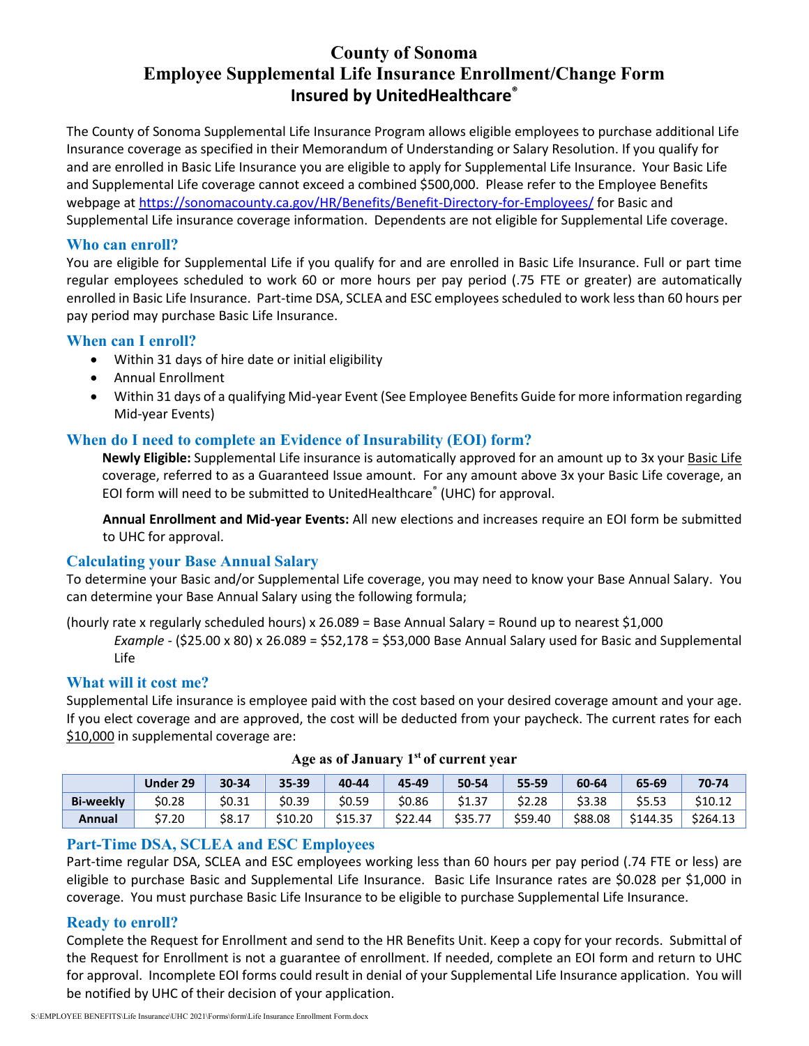# County of Sonoma
# Employee Supplemental Life Insurance Enrollment/Change Form
## Insured by UnitedHealthcare®

The County of Sonoma Supplemental Life Insurance Program allows eligible employees to purchase additional Life Insurance coverage as specified in their Memorandum of Understanding or Salary Resolution. If you qualify for and are enrolled in Basic Life Insurance you are eligible to apply for Supplemental Life Insurance. Your Basic Life and Supplemental Life coverage cannot exceed a combined $500,000. Please refer to the Employee Benefits webpage at [https://sonomacounty.ca.gov/HR/Benefits/Benefit-Directory-for-Employees/](https://sonomacounty.ca.gov/HR/Benefits/Benefit-Directory-for-Employees/) for Basic and Supplemental Life insurance coverage information. Dependents are not eligible for Supplemental Life coverage.

### Who can enroll?

You are eligible for Supplemental Life if you qualify for and are enrolled in Basic Life Insurance. Full or part time regular employees scheduled to work 60 or more hours per pay period (.75 FTE or greater) are automatically enrolled in Basic Life Insurance. Part-time DSA, SCLEA and ESC employees scheduled to work less than 60 hours per pay period may purchase Basic Life Insurance.

### When can I enroll?

- Within 31 days of hire date or initial eligibility
- Annual Enrollment
- Within 31 days of a qualifying Mid-year Event (See Employee Benefits Guide for more information regarding Mid-year Events)

### When do I need to complete an Evidence of Insurability (EOI) form?

**Newly Eligible:** Supplemental Life insurance is automatically approved for an amount up to 3x your Basic Life coverage, referred to as a Guaranteed Issue amount. For any amount above 3x your Basic Life coverage, an EOI form will need to be submitted to UnitedHealthcare® (UHC) for approval.

**Annual Enrollment and Mid-year Events:** All new elections and increases require an EOI form be submitted to UHC for approval.

### Calculating your Base Annual Salary

To determine your Basic and/or Supplemental Life coverage, you may need to know your Base Annual Salary. You can determine your Base Annual Salary using the following formula;

(hourly rate x regularly scheduled hours) x 26.089 = Base Annual Salary = Round up to nearest $1,000

*Example* - ($25.00 x 80) x 26.089 = $52,178 = $53,000 Base Annual Salary used for Basic and Supplemental Life

### What will it cost me?

Supplemental Life insurance is employee paid with the cost based on your desired coverage amount and your age. If you elect coverage and are approved, the cost will be deducted from your paycheck. The current rates for each $10,000 in supplemental coverage are:

**Age as of January 1st of current year**

| | Under 29 | 30-34 | 35-39 | 40-44 | 45-49 | 50-54 | 55-59 | 60-64 | 65-69 | 70-74 |
|---|---|---|---|---|---|---|---|---|---|---|
| **Bi-weekly** | $0.28 | $0.31 | $0.39 | $0.59 | $0.86 | $1.37 | $2.28 | $3.38 | $5.53 | $10.12 |
| **Annual** | $7.20 | $8.17 | $10.20 | $15.37 | $22.44 | $35.77 | $59.40 | $88.08 | $144.35 | $264.13 |

### Part-Time DSA, SCLEA and ESC Employees

Part-time regular DSA, SCLEA and ESC employees working less than 60 hours per pay period (.74 FTE or less) are eligible to purchase Basic and Supplemental Life Insurance. Basic Life Insurance rates are $0.028 per $1,000 in coverage. You must purchase Basic Life Insurance to be eligible to purchase Supplemental Life Insurance.

### Ready to enroll?

Complete the Request for Enrollment and send to the HR Benefits Unit. Keep a copy for your records. Submittal of the Request for Enrollment is not a guarantee of enrollment. If needed, complete an EOI form and return to UHC for approval. Incomplete EOI forms could result in denial of your Supplemental Life Insurance application. You will be notified by UHC of their decision of your application.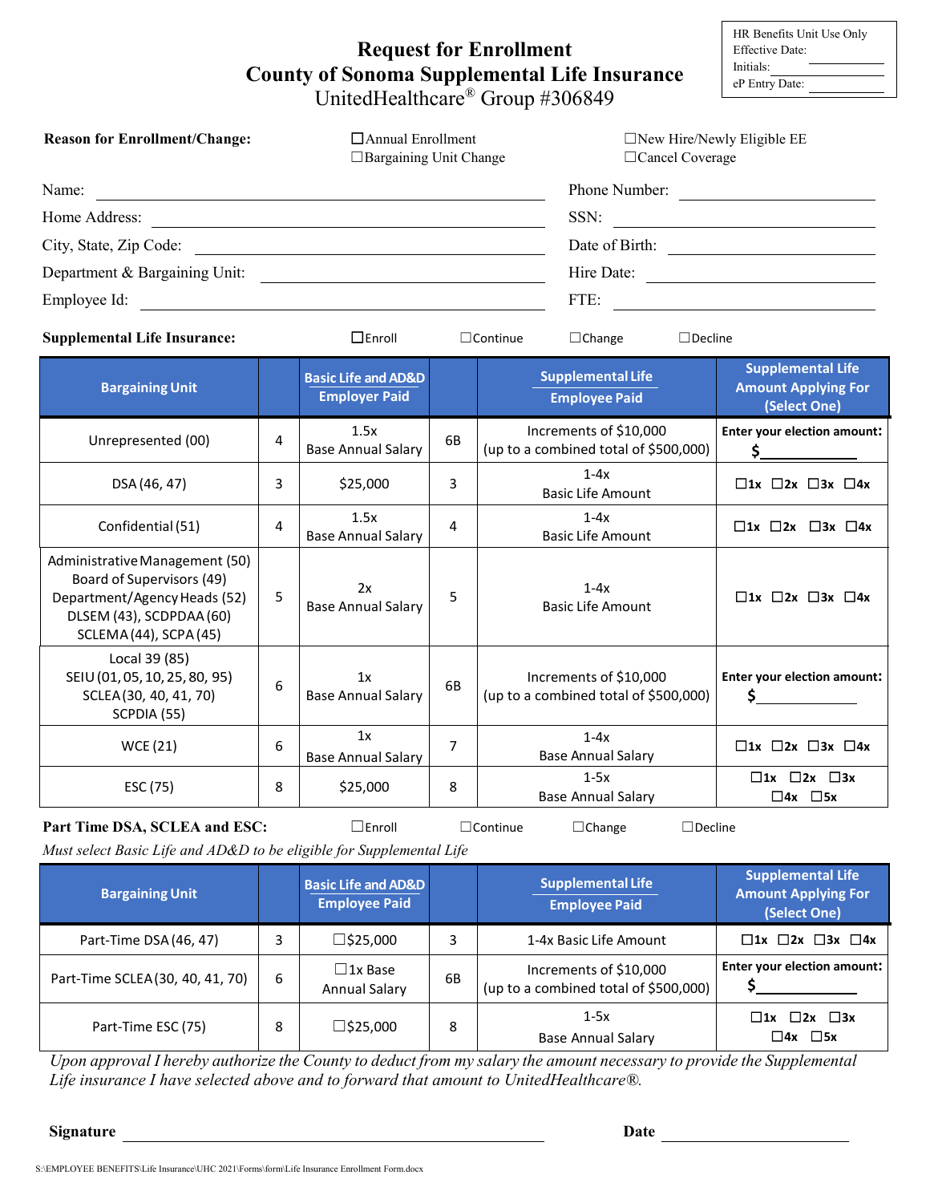# Request for Enrollment
# County of Sonoma Supplemental Life Insurance
## UnitedHealthcare® Group #306849

HR Benefits Unit Use Only
Effective Date: ____________
Initials: ____________
eP Entry Date: ____________

**Reason for Enrollment/Change:** ☐Annual Enrollment ☐Bargaining Unit Change ☐New Hire/Newly Eligible EE ☐Cancel Coverage

Name: ______________________ Phone Number: ______________________

Home Address: ______________________ SSN: ______________________

City, State, Zip Code: ______________________ Date of Birth: ______________________

Department & Bargaining Unit: ______________________ Hire Date: ______________________

Employee Id: ______________________ FTE: ______________________

**Supplemental Life Insurance:** ☐Enroll ☐Continue ☐Change ☐Decline

| Bargaining Unit | | Basic Life and AD&D Employer Paid | | Supplemental Life Employee Paid | Supplemental Life Amount Applying For (Select One) |
|---|---|---|---|---|---|
| Unrepresented (00) | 4 | 1.5x Base Annual Salary | 6B | Increments of $10,000 (up to a combined total of $500,000) | **Enter your election amount:** $__________ |
| DSA (46, 47) | 3 | $25,000 | 3 | 1-4x Basic Life Amount | ☐1x ☐2x ☐3x ☐4x |
| Confidential (51) | 4 | 1.5x Base Annual Salary | 4 | 1-4x Basic Life Amount | ☐1x ☐2x ☐3x ☐4x |
| Administrative Management (50) Board of Supervisors (49) Department/Agency Heads (52) DLSEM (43), SCDPDAA (60) SCLEMA (44), SCPA (45) | 5 | 2x Base Annual Salary | 5 | 1-4x Basic Life Amount | ☐1x ☐2x ☐3x ☐4x |
| Local 39 (85) SEIU (01, 05, 10, 25, 80, 95) SCLEA (30, 40, 41, 70) SCPDIA (55) | 6 | 1x Base Annual Salary | 6B | Increments of $10,000 (up to a combined total of $500,000) | **Enter your election amount:** $__________ |
| WCE (21) | 6 | 1x Base Annual Salary | 7 | 1-4x Base Annual Salary | ☐1x ☐2x ☐3x ☐4x |
| ESC (75) | 8 | $25,000 | 8 | 1-5x Base Annual Salary | ☐1x ☐2x ☐3x ☐4x ☐5x |

**Part Time DSA, SCLEA and ESC:** ☐Enroll ☐Continue ☐Change ☐Decline

*Must select Basic Life and AD&D to be eligible for Supplemental Life*

| Bargaining Unit | | Basic Life and AD&D Employee Paid | | Supplemental Life Employee Paid | Supplemental Life Amount Applying For (Select One) |
|---|---|---|---|---|---|
| Part-Time DSA (46, 47) | 3 | ☐$25,000 | 3 | 1-4x Basic Life Amount | ☐1x ☐2x ☐3x ☐4x |
| Part-Time SCLEA (30, 40, 41, 70) | 6 | ☐1x Base Annual Salary | 6B | Increments of $10,000 (up to a combined total of $500,000) | **Enter your election amount:** $__________ |
| Part-Time ESC (75) | 8 | ☐$25,000 | 8 | 1-5x Base Annual Salary | ☐1x ☐2x ☐3x ☐4x ☐5x |

*Upon approval I hereby authorize the County to deduct from my salary the amount necessary to provide the Supplemental Life insurance I have selected above and to forward that amount to UnitedHealthcare®.*

**Signature** ______________________ **Date** ______________________

S:\EMPLOYEE BENEFITS\Life Insurance\UHC 2021\Forms\form\Life Insurance Enrollment Form.docx